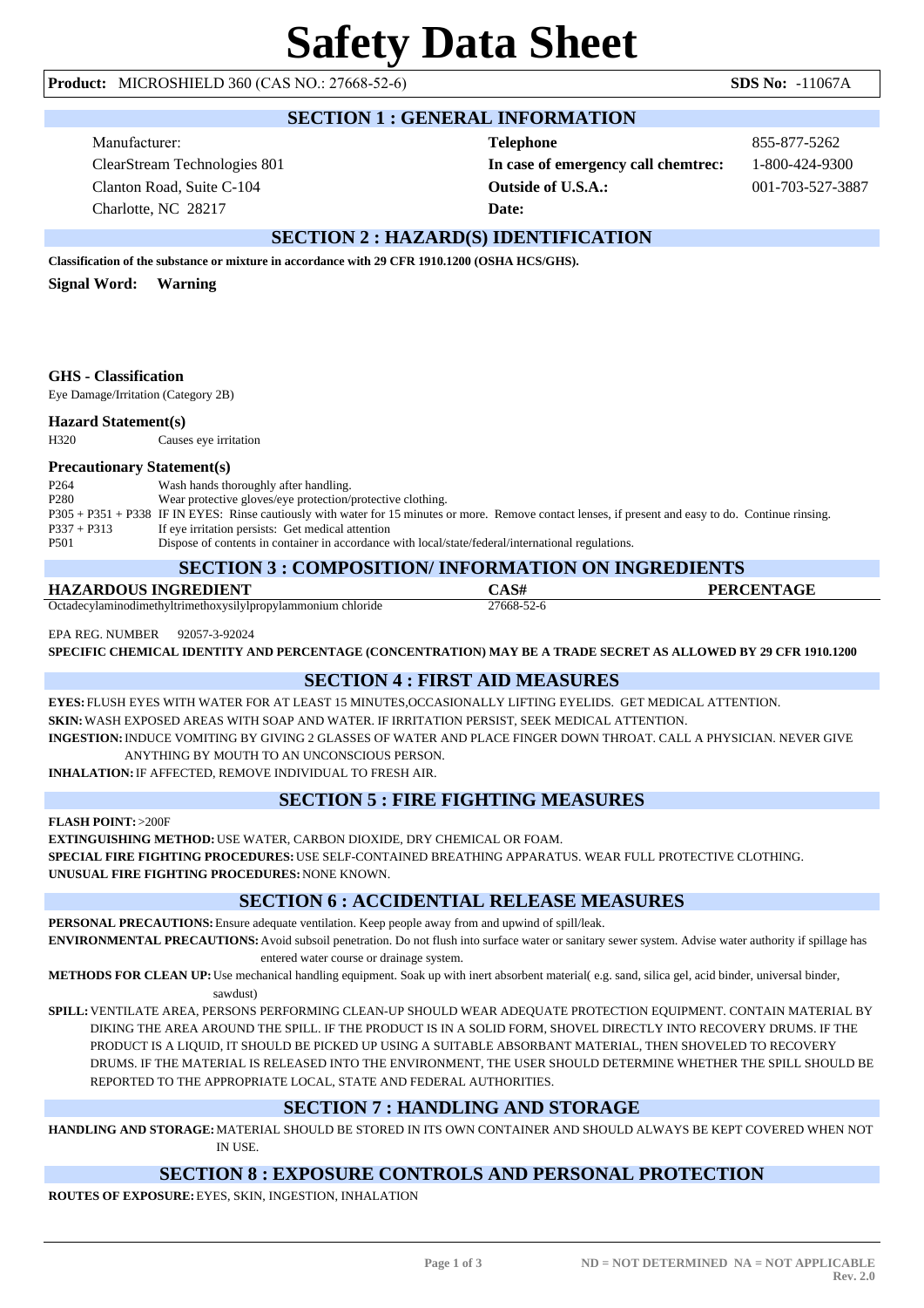# Safety Data Sheet

**Product:** MICROSHIELD 360 (CAS NO.: 27668-52-6) **SDS No:** -11067A

## SECTION 1 : GENERAL INFORMATION

Manufacturer:
ClearStream Technologies 801
Clanton Road, Suite C-104
Charlotte, NC 28217

**Telephone** 855-877-5262
**In case of emergency call chemtrec:** 1-800-424-9300
**Outside of U.S.A.:** 001-703-527-3887
**Date:**

## SECTION 2 : HAZARD(S) IDENTIFICATION

**Classification of the substance or mixture in accordance with 29 CFR 1910.1200 (OSHA HCS/GHS).**

**Signal Word: Warning**

### GHS - Classification

Eye Damage/Irritation (Category 2B)

### Hazard Statement(s)

H320 Causes eye irritation

### Precautionary Statement(s)

| | |
|---|---|
| P264 | Wash hands thoroughly after handling. |
| P280 | Wear protective gloves/eye protection/protective clothing. |
| P305 + P351 + P338 | IF IN EYES: Rinse cautiously with water for 15 minutes or more. Remove contact lenses, if present and easy to do. Continue rinsing. |
| P337 + P313 | If eye irritation persists: Get medical attention |
| P501 | Dispose of contents in container in accordance with local/state/federal/international regulations. |

## SECTION 3 : COMPOSITION/ INFORMATION ON INGREDIENTS

| HAZARDOUS INGREDIENT | CAS# | PERCENTAGE |
|---|---|---|
| Octadecylaminodimethyltrimethoxysilylpropylammonium chloride | 27668-52-6 | |

EPA REG. NUMBER 92057-3-92024

**SPECIFIC CHEMICAL IDENTITY AND PERCENTAGE (CONCENTRATION) MAY BE A TRADE SECRET AS ALLOWED BY 29 CFR 1910.1200**

## SECTION 4 : FIRST AID MEASURES

**EYES:** FLUSH EYES WITH WATER FOR AT LEAST 15 MINUTES,OCCASIONALLY LIFTING EYELIDS. GET MEDICAL ATTENTION.

**SKIN:** WASH EXPOSED AREAS WITH SOAP AND WATER. IF IRRITATION PERSIST, SEEK MEDICAL ATTENTION.

**INGESTION:** INDUCE VOMITING BY GIVING 2 GLASSES OF WATER AND PLACE FINGER DOWN THROAT. CALL A PHYSICIAN. NEVER GIVE ANYTHING BY MOUTH TO AN UNCONSCIOUS PERSON.

**INHALATION:** IF AFFECTED, REMOVE INDIVIDUAL TO FRESH AIR.

## SECTION 5 : FIRE FIGHTING MEASURES

**FLASH POINT:** >200F

**EXTINGUISHING METHOD:** USE WATER, CARBON DIOXIDE, DRY CHEMICAL OR FOAM.

**SPECIAL FIRE FIGHTING PROCEDURES:** USE SELF-CONTAINED BREATHING APPARATUS. WEAR FULL PROTECTIVE CLOTHING.

**UNUSUAL FIRE FIGHTING PROCEDURES:** NONE KNOWN.

## SECTION 6 : ACCIDENTIAL RELEASE MEASURES

**PERSONAL PRECAUTIONS:** Ensure adequate ventilation. Keep people away from and upwind of spill/leak.

**ENVIRONMENTAL PRECAUTIONS:** Avoid subsoil penetration. Do not flush into surface water or sanitary sewer system. Advise water authority if spillage has entered water course or drainage system.

**METHODS FOR CLEAN UP:** Use mechanical handling equipment. Soak up with inert absorbent material( e.g. sand, silica gel, acid binder, universal binder, sawdust)

**SPILL:** VENTILATE AREA, PERSONS PERFORMING CLEAN-UP SHOULD WEAR ADEQUATE PROTECTION EQUIPMENT. CONTAIN MATERIAL BY DIKING THE AREA AROUND THE SPILL. IF THE PRODUCT IS IN A SOLID FORM, SHOVEL DIRECTLY INTO RECOVERY DRUMS. IF THE PRODUCT IS A LIQUID, IT SHOULD BE PICKED UP USING A SUITABLE ABSORBANT MATERIAL, THEN SHOVELED TO RECOVERY DRUMS. IF THE MATERIAL IS RELEASED INTO THE ENVIRONMENT, THE USER SHOULD DETERMINE WHETHER THE SPILL SHOULD BE REPORTED TO THE APPROPRIATE LOCAL, STATE AND FEDERAL AUTHORITIES.

## SECTION 7 : HANDLING AND STORAGE

**HANDLING AND STORAGE:** MATERIAL SHOULD BE STORED IN ITS OWN CONTAINER AND SHOULD ALWAYS BE KEPT COVERED WHEN NOT IN USE.

## SECTION 8 : EXPOSURE CONTROLS AND PERSONAL PROTECTION

**ROUTES OF EXPOSURE:** EYES, SKIN, INGESTION, INHALATION

ND = NOT DETERMINED NA = NOT APPLICABLE
Rev. 2.0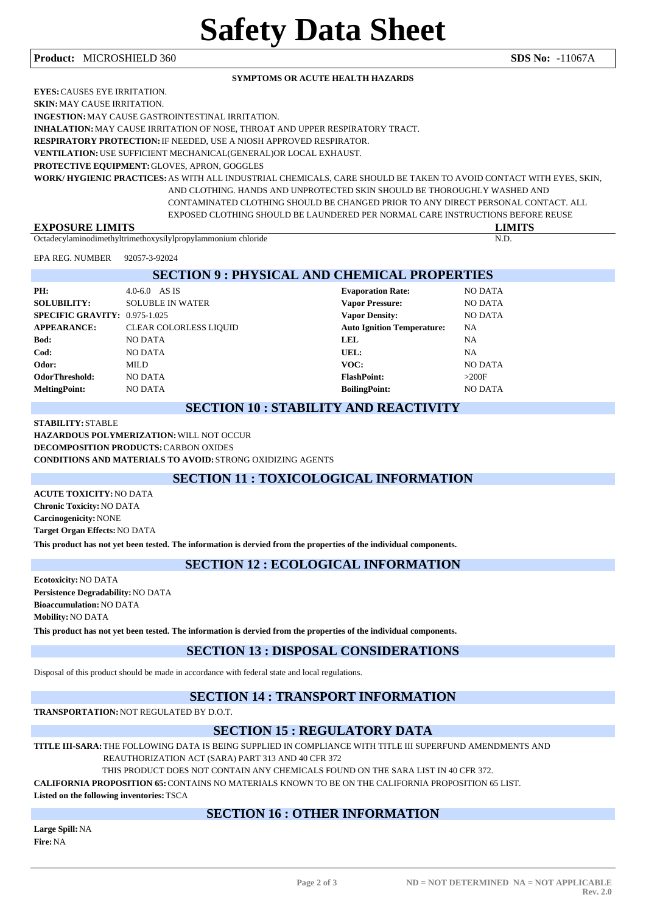# Safety Data Sheet

**Product:** MICROSHIELD 360 **SDS No:** -11067A

**SYMPTOMS OR ACUTE HEALTH HAZARDS**

**EYES:** CAUSES EYE IRRITATION.

**SKIN:** MAY CAUSE IRRITATION.

**INGESTION:** MAY CAUSE GASTROINTESTINAL IRRITATION.

**INHALATION:** MAY CAUSE IRRITATION OF NOSE, THROAT AND UPPER RESPIRATORY TRACT.

**RESPIRATORY PROTECTION:** IF NEEDED, USE A NIOSH APPROVED RESPIRATOR.

**VENTILATION:** USE SUFFICIENT MECHANICAL(GENERAL)OR LOCAL EXHAUST.

**PROTECTIVE EQUIPMENT:** GLOVES, APRON, GOGGLES

**WORK/ HYGIENIC PRACTICES:** AS WITH ALL INDUSTRIAL CHEMICALS, CARE SHOULD BE TAKEN TO AVOID CONTACT WITH EYES, SKIN, AND CLOTHING. HANDS AND UNPROTECTED SKIN SHOULD BE THOROUGHLY WASHED AND CONTAMINATED CLOTHING SHOULD BE CHANGED PRIOR TO ANY DIRECT PERSONAL CONTACT. ALL EXPOSED CLOTHING SHOULD BE LAUNDERED PER NORMAL CARE INSTRUCTIONS BEFORE REUSE

| EXPOSURE LIMITS | LIMITS |
|---|---|
| Octadecylaminodimethyltrimethoxysilylpropylammonium chloride | N.D. |

EPA REG. NUMBER 92057-3-92024

## SECTION 9 : PHYSICAL AND CHEMICAL PROPERTIES

| | | | |
|---|---|---|---|
| **PH:** | 4.0-6.0 AS IS | **Evaporation Rate:** | NO DATA |
| **SOLUBILITY:** | SOLUBLE IN WATER | **Vapor Pressure:** | NO DATA |
| **SPECIFIC GRAVITY:** | 0.975-1.025 | **Vapor Density:** | NO DATA |
| **APPEARANCE:** | CLEAR COLORLESS LIQUID | **Auto Ignition Temperature:** | NA |
| **Bod:** | NO DATA | **LEL** | NA |
| **Cod:** | NO DATA | **UEL:** | NA |
| **Odor:** | MILD | **VOC:** | NO DATA |
| **OdorThreshold:** | NO DATA | **FlashPoint:** | >200F |
| **MeltingPoint:** | NO DATA | **BoilingPoint:** | NO DATA |

## SECTION 10 : STABILITY AND REACTIVITY

**STABILITY:** STABLE

**HAZARDOUS POLYMERIZATION:** WILL NOT OCCUR

**DECOMPOSITION PRODUCTS:** CARBON OXIDES

**CONDITIONS AND MATERIALS TO AVOID:** STRONG OXIDIZING AGENTS

## SECTION 11 : TOXICOLOGICAL INFORMATION

**ACUTE TOXICITY:** NO DATA

**Chronic Toxicity:** NO DATA

**Carcinogenicity:** NONE

**Target Organ Effects:** NO DATA

**This product has not yet been tested. The information is dervied from the properties of the individual components.**

## SECTION 12 : ECOLOGICAL INFORMATION

**Ecotoxicity:** NO DATA

**Persistence Degradability:** NO DATA

**Bioaccumulation:** NO DATA

**Mobility:** NO DATA

**This product has not yet been tested. The information is dervied from the properties of the individual components.**

## SECTION 13 : DISPOSAL CONSIDERATIONS

Disposal of this product should be made in accordance with federal state and local regulations.

## SECTION 14 : TRANSPORT INFORMATION

**TRANSPORTATION:** NOT REGULATED BY D.O.T.

## SECTION 15 : REGULATORY DATA

**TITLE III-SARA:** THE FOLLOWING DATA IS BEING SUPPLIED IN COMPLIANCE WITH TITLE III SUPERFUND AMENDMENTS AND REAUTHORIZATION ACT (SARA) PART 313 AND 40 CFR 372

THIS PRODUCT DOES NOT CONTAIN ANY CHEMICALS FOUND ON THE SARA LIST IN 40 CFR 372.

**CALIFORNIA PROPOSITION 65:** CONTAINS NO MATERIALS KNOWN TO BE ON THE CALIFORNIA PROPOSITION 65 LIST.

**Listed on the following inventories:** TSCA

## SECTION 16 : OTHER INFORMATION

**Large Spill:** NA

**Fire:** NA

ND = NOT DETERMINED NA = NOT APPLICABLE

Rev. 2.0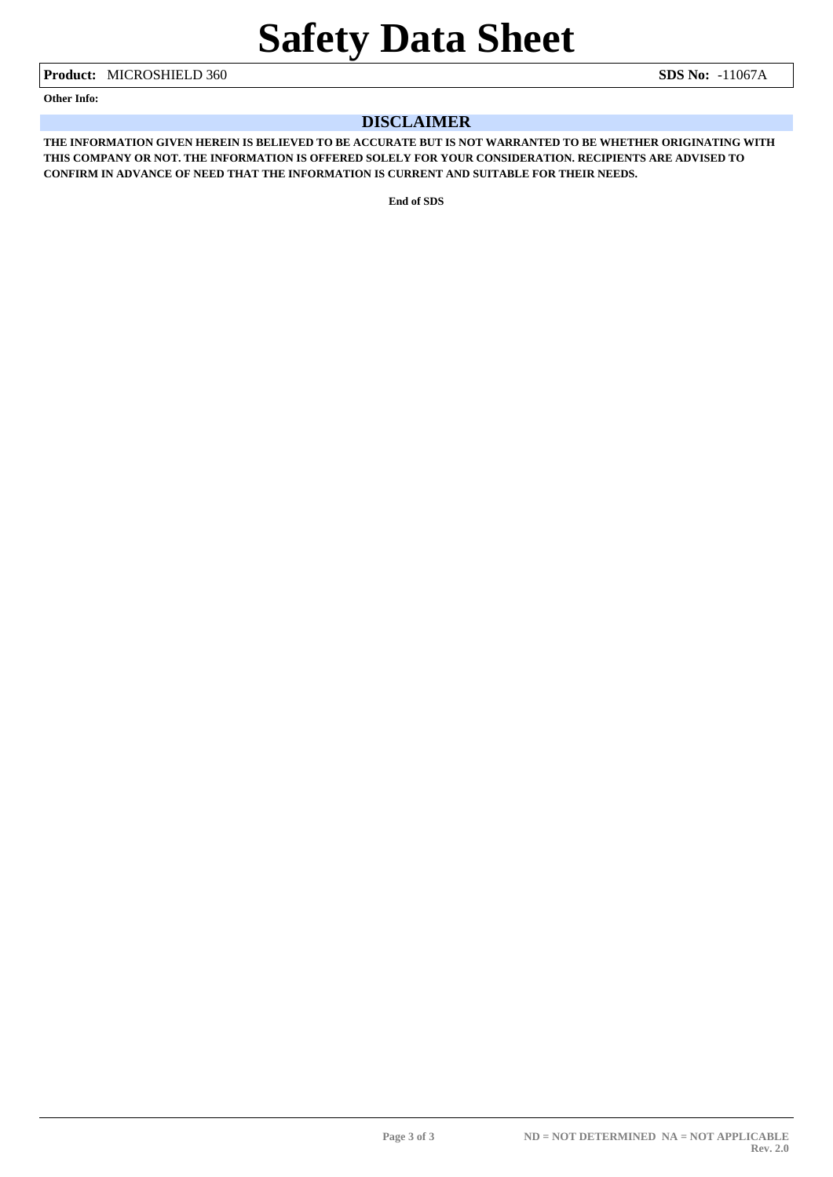# Safety Data Sheet

**Product:** MICROSHIELD 360 **SDS No:** -11067A

**Other Info:**

## DISCLAIMER

**THE INFORMATION GIVEN HEREIN IS BELIEVED TO BE ACCURATE BUT IS NOT WARRANTED TO BE WHETHER ORIGINATING WITH THIS COMPANY OR NOT. THE INFORMATION IS OFFERED SOLELY FOR YOUR CONSIDERATION. RECIPIENTS ARE ADVISED TO CONFIRM IN ADVANCE OF NEED THAT THE INFORMATION IS CURRENT AND SUITABLE FOR THEIR NEEDS.**

**End of SDS**

**ND = NOT DETERMINED NA = NOT APPLICABLE**
**Rev. 2.0**